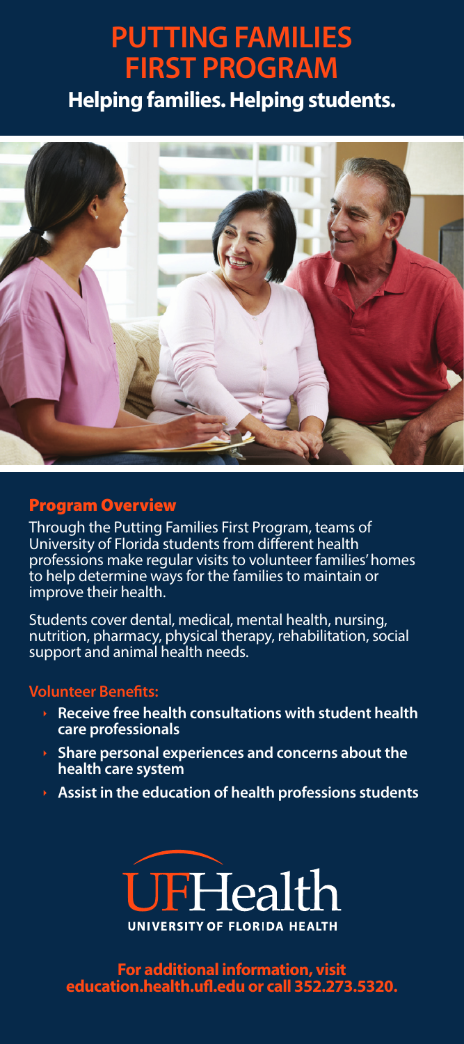# PUTTING FAMILIES FIRST PROGRAM

## Helping families. Helping students.

### Program Overview

Through the Putting Families First Program, teams of University of Florida students from different health professions make regular visits to volunteer families' homes to help determine ways for the families to maintain or improve their health.

Students cover dental, medical, mental health, nursing, nutrition, pharmacy, physical therapy, rehabilitation, social support and animal health needs.

#### Volunteer Benefits:

- **Receive free health consultations with student health care professionals**
- **Share personal experiences and concerns about the health care system**
- **Assist in the education of health professions students**

UFHealth
UNIVERSITY OF FLORIDA HEALTH

**For additional information, visit education.health.ufl.edu or call 352.273.5320.**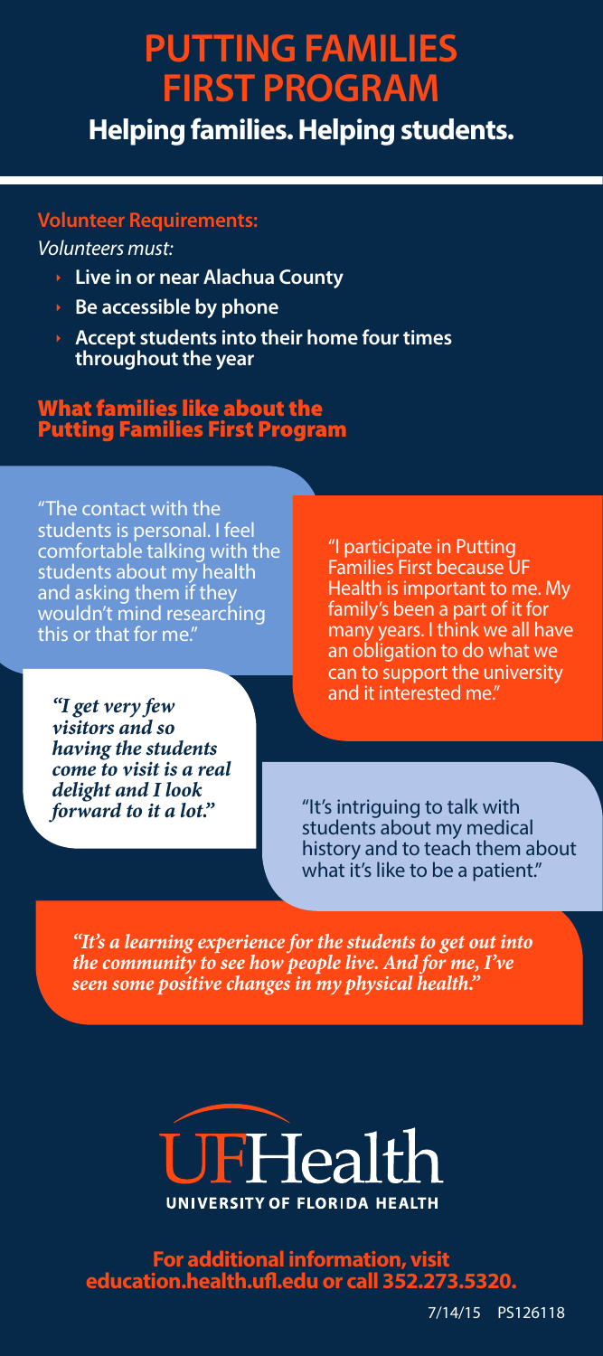# PUTTING FAMILIES FIRST PROGRAM

## Helping families. Helping students.

**Volunteer Requirements:**

*Volunteers must:*

- **Live in or near Alachua County**
- **Be accessible by phone**
- **Accept students into their home four times throughout the year**

## What families like about the Putting Families First Program

"The contact with the students is personal. I feel comfortable talking with the students about my health and asking them if they wouldn't mind researching this or that for me."

"I participate in Putting Families First because UF Health is important to me. My family's been a part of it for many years. I think we all have an obligation to do what we can to support the university and it interested me."

***"I get very few visitors and so having the students come to visit is a real delight and I look forward to it a lot."***

"It's intriguing to talk with students about my medical history and to teach them about what it's like to be a patient."

***"It's a learning experience for the students to get out into the community to see how people live. And for me, I've seen some positive changes in my physical health."***

UFHealth
UNIVERSITY OF FLORIDA HEALTH

**For additional information, visit education.health.ufl.edu or call 352.273.5320.**

7/14/15 PS126118